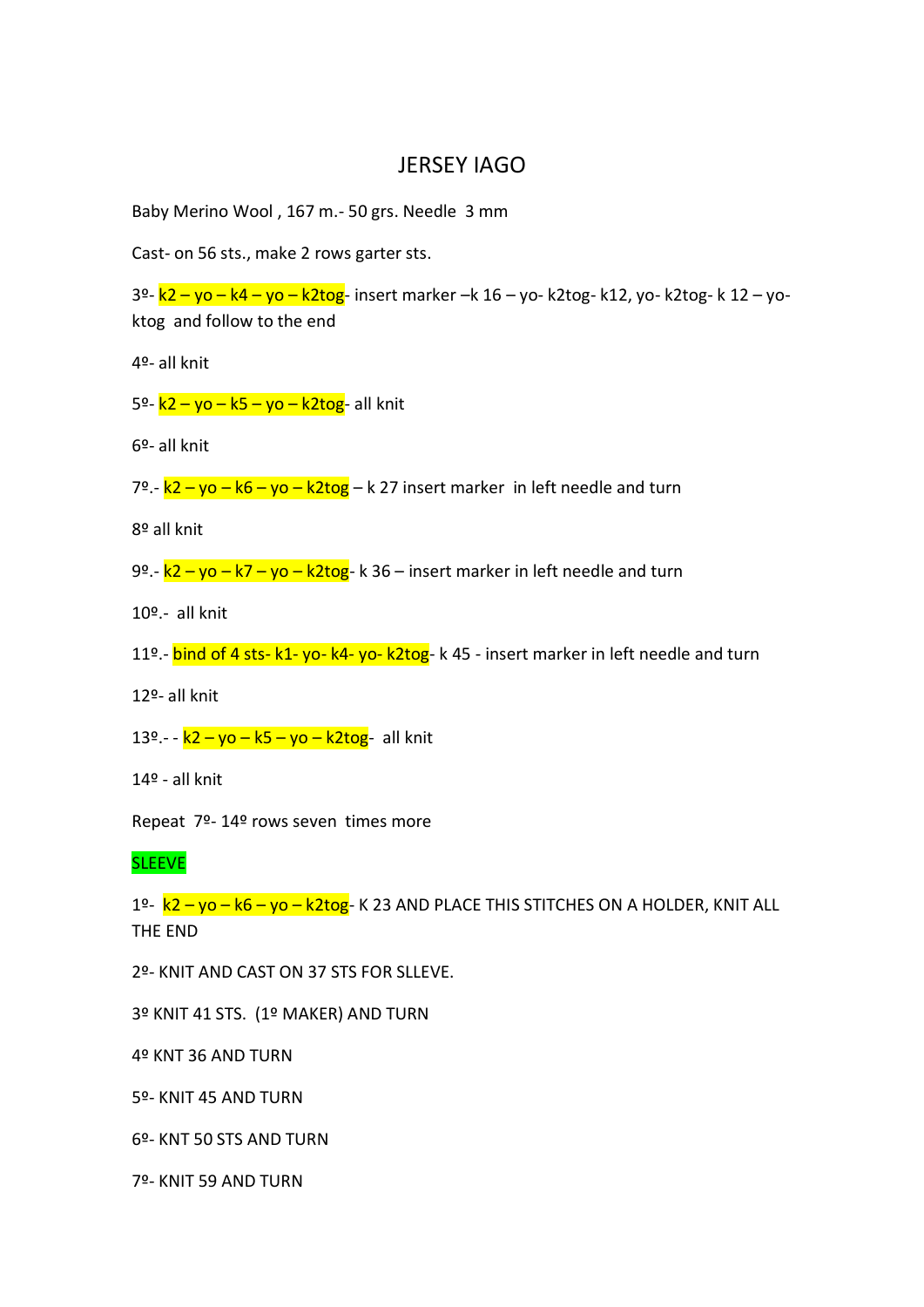# JERSEY IAGO

Baby Merino Wool , 167 m.- 50 grs. Needle 3 mm

Cast- on 56 sts., make 2 rows garter sts.

3º- k2 – yo – k4 – yo – k2tog- insert marker –k 16 – yo- k2tog- k12, yo- k2tog- k 12 – yo- ktog and follow to the end

4º- all knit

5º- k2 – yo – k5 – yo – k2tog- all knit

6º- all knit

7º.- k2 – yo – k6 – yo – k2tog – k 27 insert marker in left needle and turn

8º all knit

9º.- k2 – yo – k7 – yo – k2tog- k 36 – insert marker in left needle and turn

10º.- all knit

11º.- bind of 4 sts- k1- yo- k4- yo- k2tog- k 45 - insert marker in left needle and turn

12º- all knit

13º.- - k2 – yo – k5 – yo – k2tog- all knit

14º - all knit

Repeat 7º- 14º rows seven times more

## SLEEVE

1º- k2 – yo – k6 – yo – k2tog- K 23 AND PLACE THIS STITCHES ON A HOLDER, KNIT ALL THE END

2º- KNIT AND CAST ON 37 STS FOR SLLEVE.

3º KNIT 41 STS. (1º MAKER) AND TURN

4º KNT 36 AND TURN

5º- KNIT 45 AND TURN

6º- KNT 50 STS AND TURN

7º- KNIT 59 AND TURN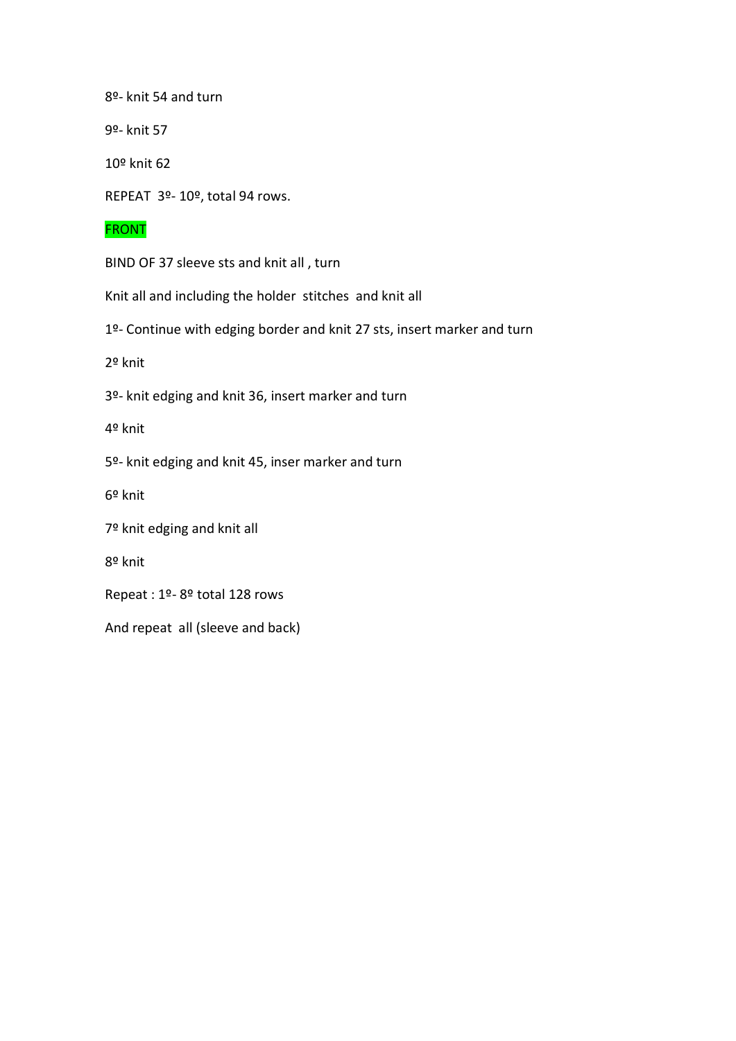8º- knit 54 and turn

9º- knit 57

10º knit 62

REPEAT 3º- 10º, total 94 rows.

FRONT

BIND OF 37 sleeve sts and knit all , turn

Knit all and including the holder stitches and knit all

1º- Continue with edging border and knit 27 sts, insert marker and turn

2º knit

3º- knit edging and knit 36, insert marker and turn

4º knit

5º- knit edging and knit 45, inser marker and turn

6º knit

7º knit edging and knit all

8º knit

Repeat : 1º- 8º total 128 rows

And repeat all (sleeve and back)